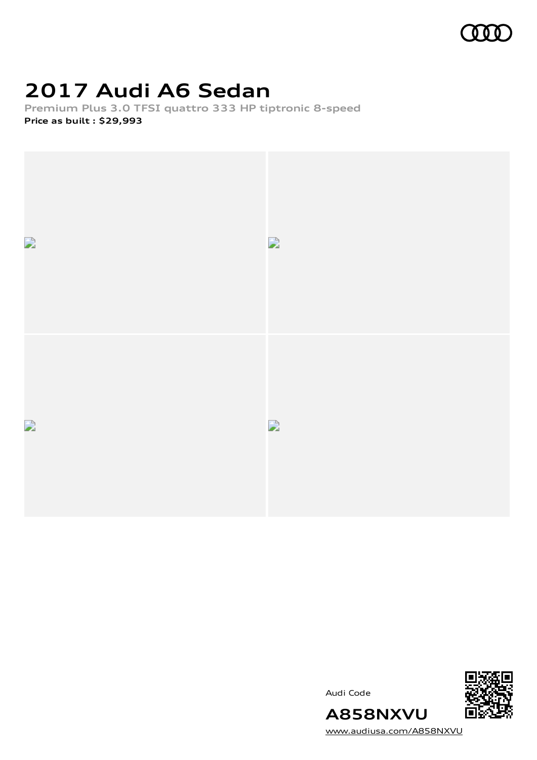# 2017 Audi A6 Sedan

**Premium Plus 3.0 TFSI quattro 333 HP tiptronic 8-speed**

**Price as built : $29,993**

Audi Code

**A858NXVU**

www.audiusa.com/A858NXVU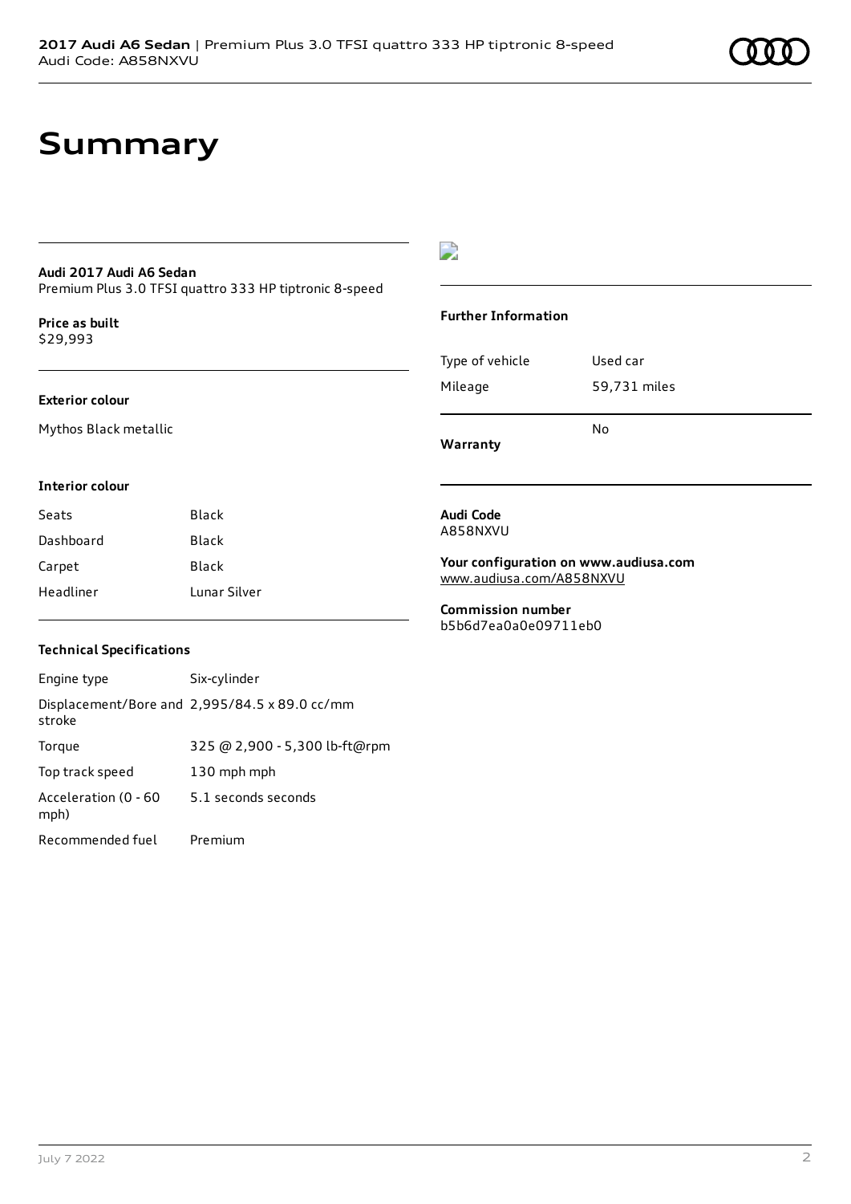# Summary

**Audi 2017 Audi A6 Sedan**
Premium Plus 3.0 TFSI quattro 333 HP tiptronic 8-speed

**Price as built**
$29,993

**Exterior colour**

Mythos Black metallic

**Interior colour**

| | |
|---|---|
| Seats | Black |
| Dashboard | Black |
| Carpet | Black |
| Headliner | Lunar Silver |

**Technical Specifications**

| | |
|---|---|
| Engine type | Six-cylinder |
| Displacement/Bore and stroke | 2,995/84.5 x 89.0 cc/mm |
| Torque | 325 @ 2,900 - 5,300 lb-ft@rpm |
| Top track speed | 130 mph mph |
| Acceleration (0 - 60 mph) | 5.1 seconds seconds |
| Recommended fuel | Premium |

**Further Information**

| | |
|---|---|
| Type of vehicle | Used car |
| Mileage | 59,731 miles |
| **Warranty** | No |

**Audi Code**
A858NXVU

**Your configuration on www.audiusa.com**
www.audiusa.com/A858NXVU

**Commission number**
b5b6d7ea0a0e09711eb0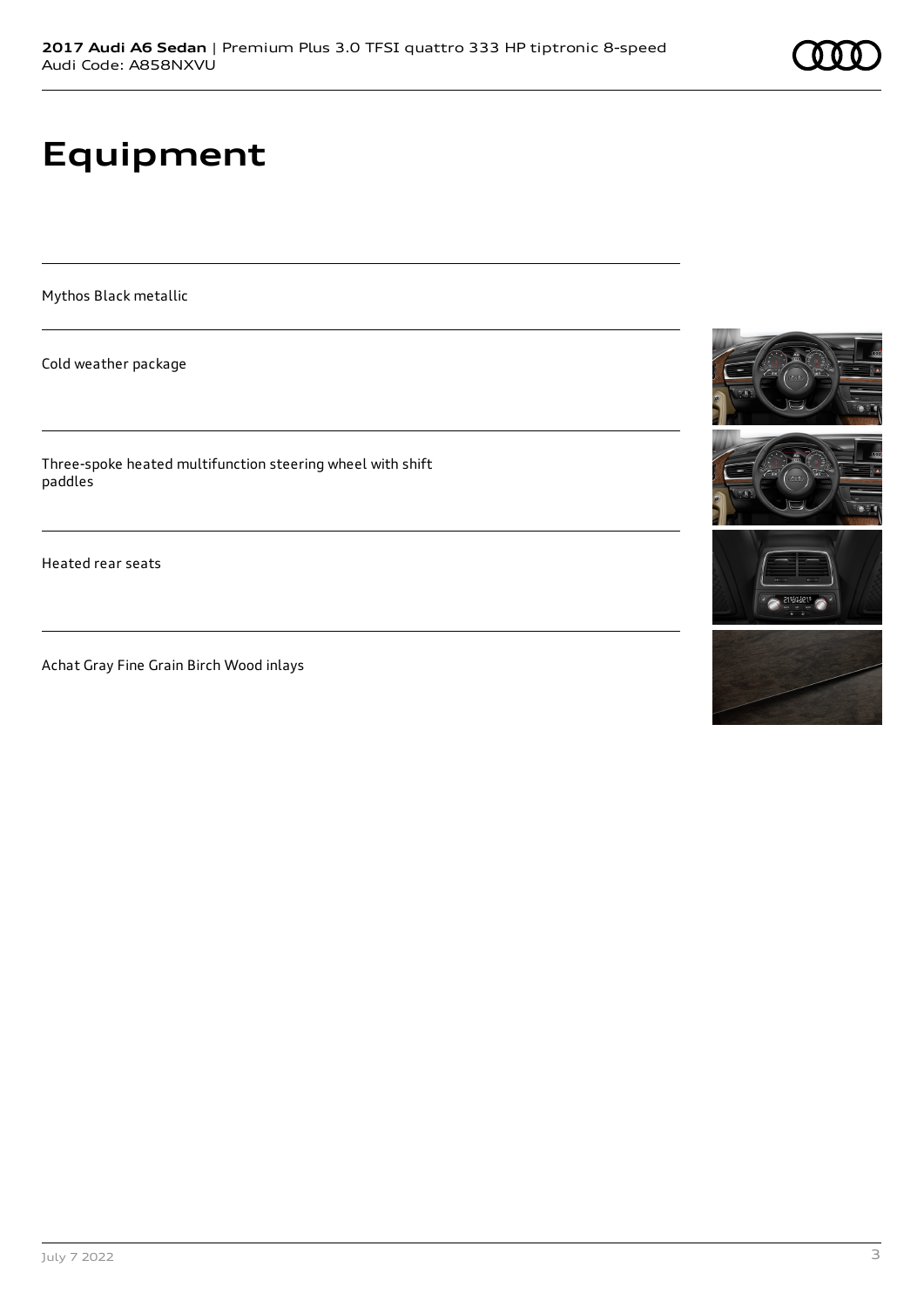# Equipment

Mythos Black metallic

Cold weather package

Three-spoke heated multifunction steering wheel with shift paddles

Heated rear seats

Achat Gray Fine Grain Birch Wood inlays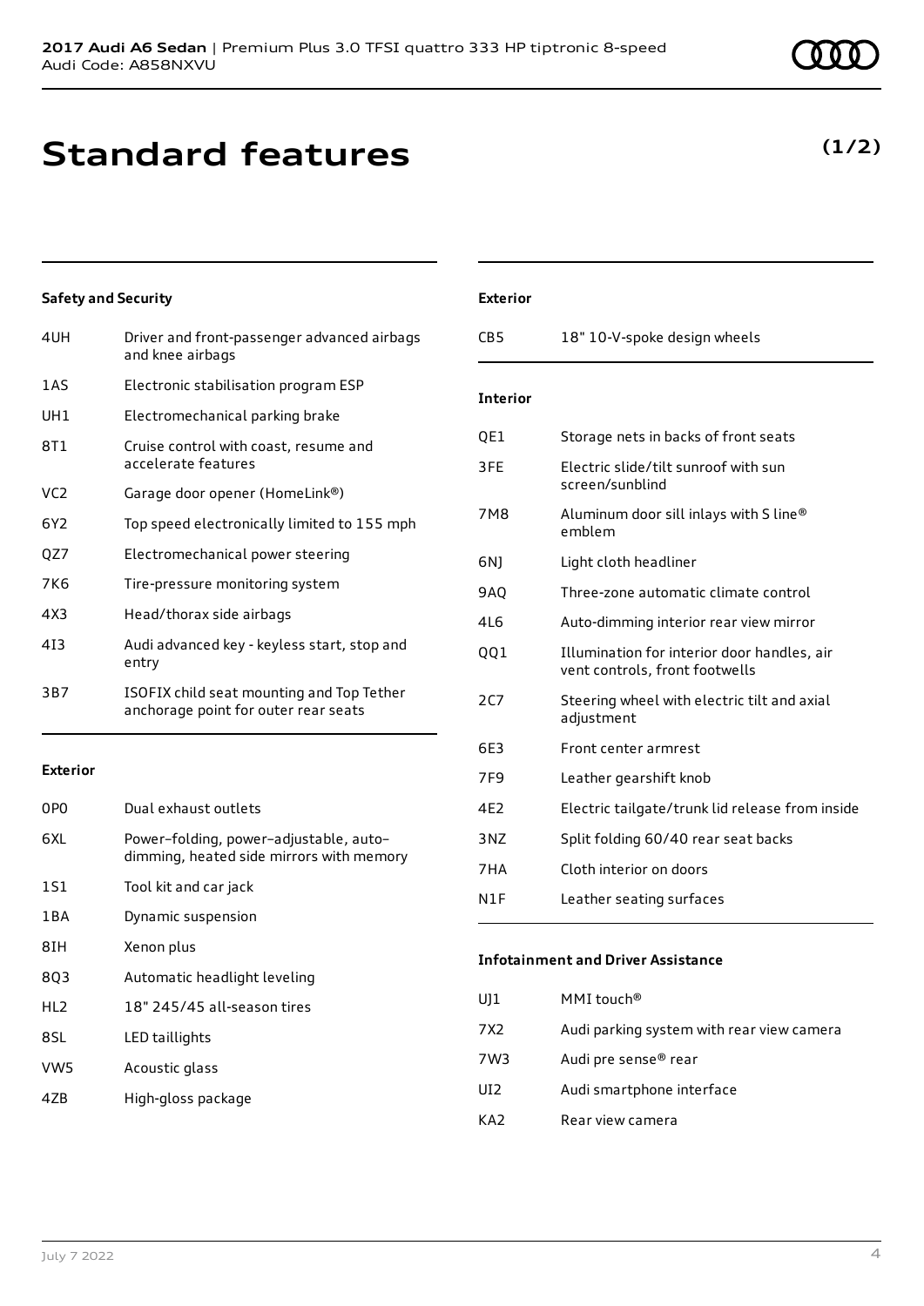# Standard features

**(1/2)**

### Safety and Security

| | |
|---|---|
| 4UH | Driver and front-passenger advanced airbags and knee airbags |
| 1AS | Electronic stabilisation program ESP |
| UH1 | Electromechanical parking brake |
| 8T1 | Cruise control with coast, resume and accelerate features |
| VC2 | Garage door opener (HomeLink®) |
| 6Y2 | Top speed electronically limited to 155 mph |
| QZ7 | Electromechanical power steering |
| 7K6 | Tire-pressure monitoring system |
| 4X3 | Head/thorax side airbags |
| 4I3 | Audi advanced key - keyless start, stop and entry |
| 3B7 | ISOFIX child seat mounting and Top Tether anchorage point for outer rear seats |

### Exterior

| | |
|---|---|
| 0P0 | Dual exhaust outlets |
| 6XL | Power–folding, power–adjustable, auto–dimming, heated side mirrors with memory |
| 1S1 | Tool kit and car jack |
| 1BA | Dynamic suspension |
| 8IH | Xenon plus |
| 8Q3 | Automatic headlight leveling |
| HL2 | 18" 245/45 all-season tires |
| 8SL | LED taillights |
| VW5 | Acoustic glass |
| 4ZB | High-gloss package |

### Exterior

| | |
|---|---|
| CB5 | 18" 10-V-spoke design wheels |

### Interior

| | |
|---|---|
| QE1 | Storage nets in backs of front seats |
| 3FE | Electric slide/tilt sunroof with sun screen/sunblind |
| 7M8 | Aluminum door sill inlays with S line® emblem |
| 6NJ | Light cloth headliner |
| 9AQ | Three-zone automatic climate control |
| 4L6 | Auto-dimming interior rear view mirror |
| QQ1 | Illumination for interior door handles, air vent controls, front footwells |
| 2C7 | Steering wheel with electric tilt and axial adjustment |
| 6E3 | Front center armrest |
| 7F9 | Leather gearshift knob |
| 4E2 | Electric tailgate/trunk lid release from inside |
| 3NZ | Split folding 60/40 rear seat backs |
| 7HA | Cloth interior on doors |
| N1F | Leather seating surfaces |

### Infotainment and Driver Assistance

| | |
|---|---|
| UJ1 | MMI touch® |
| 7X2 | Audi parking system with rear view camera |
| 7W3 | Audi pre sense® rear |
| UI2 | Audi smartphone interface |
| KA2 | Rear view camera |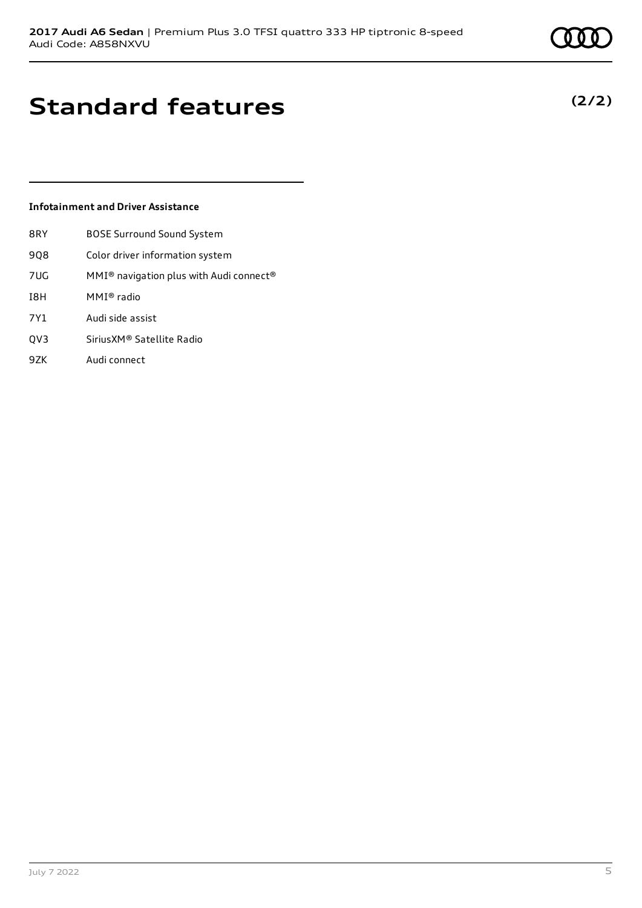# Standard features

**(2/2)**

### Infotainment and Driver Assistance

| | |
|---|---|
| 8RY | BOSE Surround Sound System |
| 9Q8 | Color driver information system |
| 7UG | MMI® navigation plus with Audi connect® |
| I8H | MMI® radio |
| 7Y1 | Audi side assist |
| QV3 | SiriusXM® Satellite Radio |
| 9ZK | Audi connect |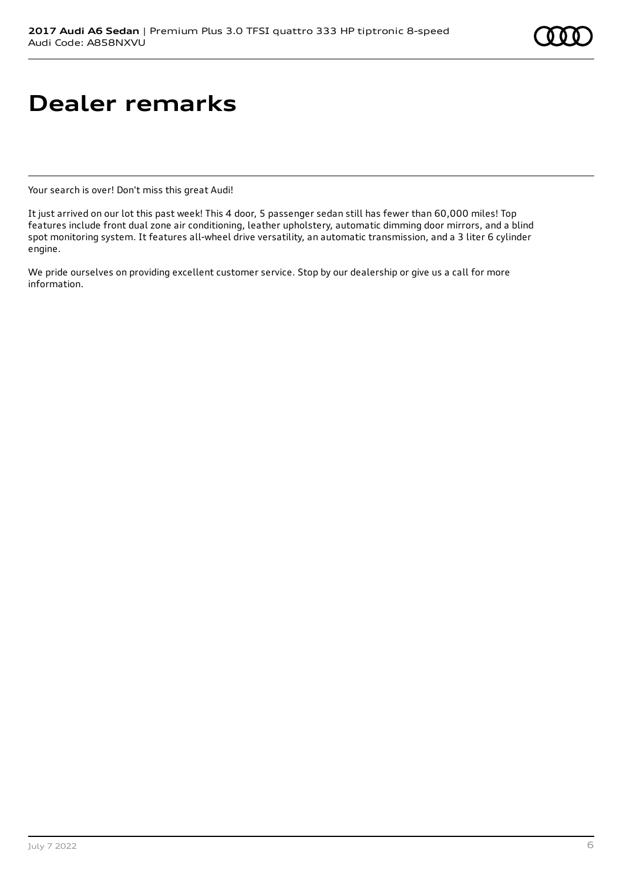# Dealer remarks

Your search is over! Don't miss this great Audi!

It just arrived on our lot this past week! This 4 door, 5 passenger sedan still has fewer than 60,000 miles! Top features include front dual zone air conditioning, leather upholstery, automatic dimming door mirrors, and a blind spot monitoring system. It features all-wheel drive versatility, an automatic transmission, and a 3 liter 6 cylinder engine.

We pride ourselves on providing excellent customer service. Stop by our dealership or give us a call for more information.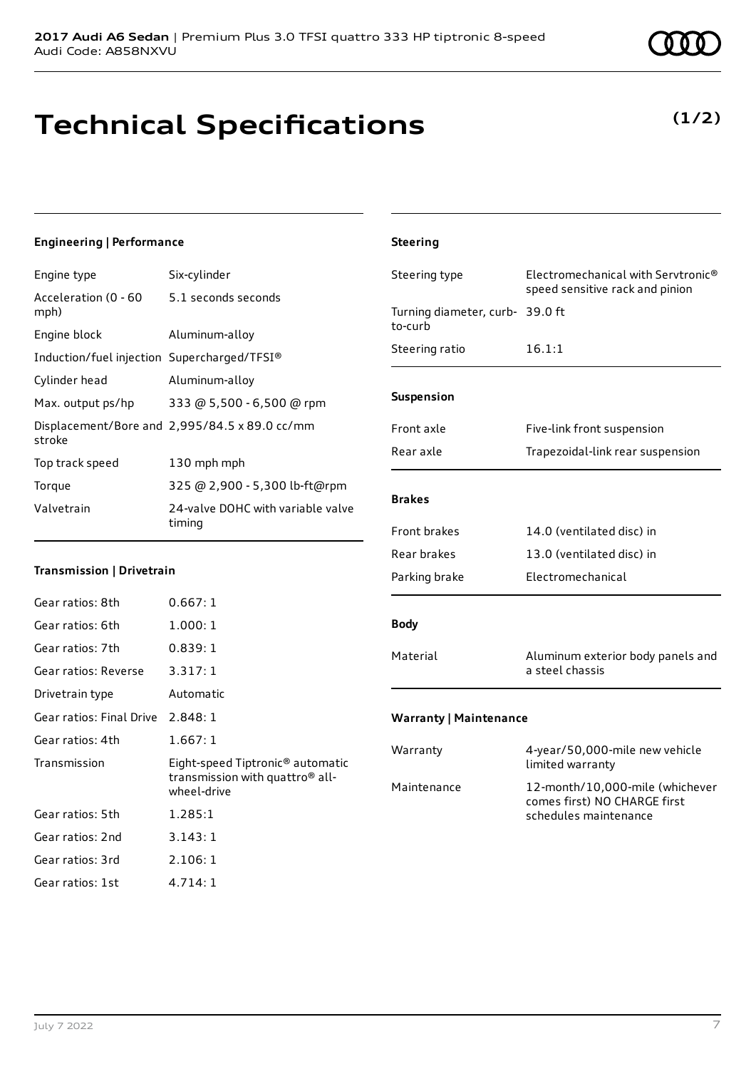# Technical Specifications

**(1/2)**

### Engineering | Performance

| | |
|---|---|
| Engine type | Six-cylinder |
| Acceleration (0 - 60 mph) | 5.1 seconds seconds |
| Engine block | Aluminum-alloy |
| Induction/fuel injection | Supercharged/TFSI® |
| Cylinder head | Aluminum-alloy |
| Max. output ps/hp | 333 @ 5,500 - 6,500 @ rpm |
| Displacement/Bore and stroke | 2,995/84.5 x 89.0 cc/mm |
| Top track speed | 130 mph mph |
| Torque | 325 @ 2,900 - 5,300 lb-ft@rpm |
| Valvetrain | 24-valve DOHC with variable valve timing |

### Transmission | Drivetrain

| | |
|---|---|
| Gear ratios: 8th | 0.667: 1 |
| Gear ratios: 6th | 1.000: 1 |
| Gear ratios: 7th | 0.839: 1 |
| Gear ratios: Reverse | 3.317: 1 |
| Drivetrain type | Automatic |
| Gear ratios: Final Drive | 2.848: 1 |
| Gear ratios: 4th | 1.667: 1 |
| Transmission | Eight-speed Tiptronic® automatic transmission with quattro® all-wheel-drive |
| Gear ratios: 5th | 1.285:1 |
| Gear ratios: 2nd | 3.143: 1 |
| Gear ratios: 3rd | 2.106: 1 |
| Gear ratios: 1st | 4.714: 1 |

### Steering

| | |
|---|---|
| Steering type | Electromechanical with Servtronic® speed sensitive rack and pinion |
| Turning diameter, curb-to-curb | 39.0 ft |
| Steering ratio | 16.1:1 |

### Suspension

| | |
|---|---|
| Front axle | Five-link front suspension |
| Rear axle | Trapezoidal-link rear suspension |

### Brakes

| | |
|---|---|
| Front brakes | 14.0 (ventilated disc) in |
| Rear brakes | 13.0 (ventilated disc) in |
| Parking brake | Electromechanical |

### Body

| | |
|---|---|
| Material | Aluminum exterior body panels and a steel chassis |

### Warranty | Maintenance

| | |
|---|---|
| Warranty | 4-year/50,000-mile new vehicle limited warranty |
| Maintenance | 12-month/10,000-mile (whichever comes first) NO CHARGE first schedules maintenance |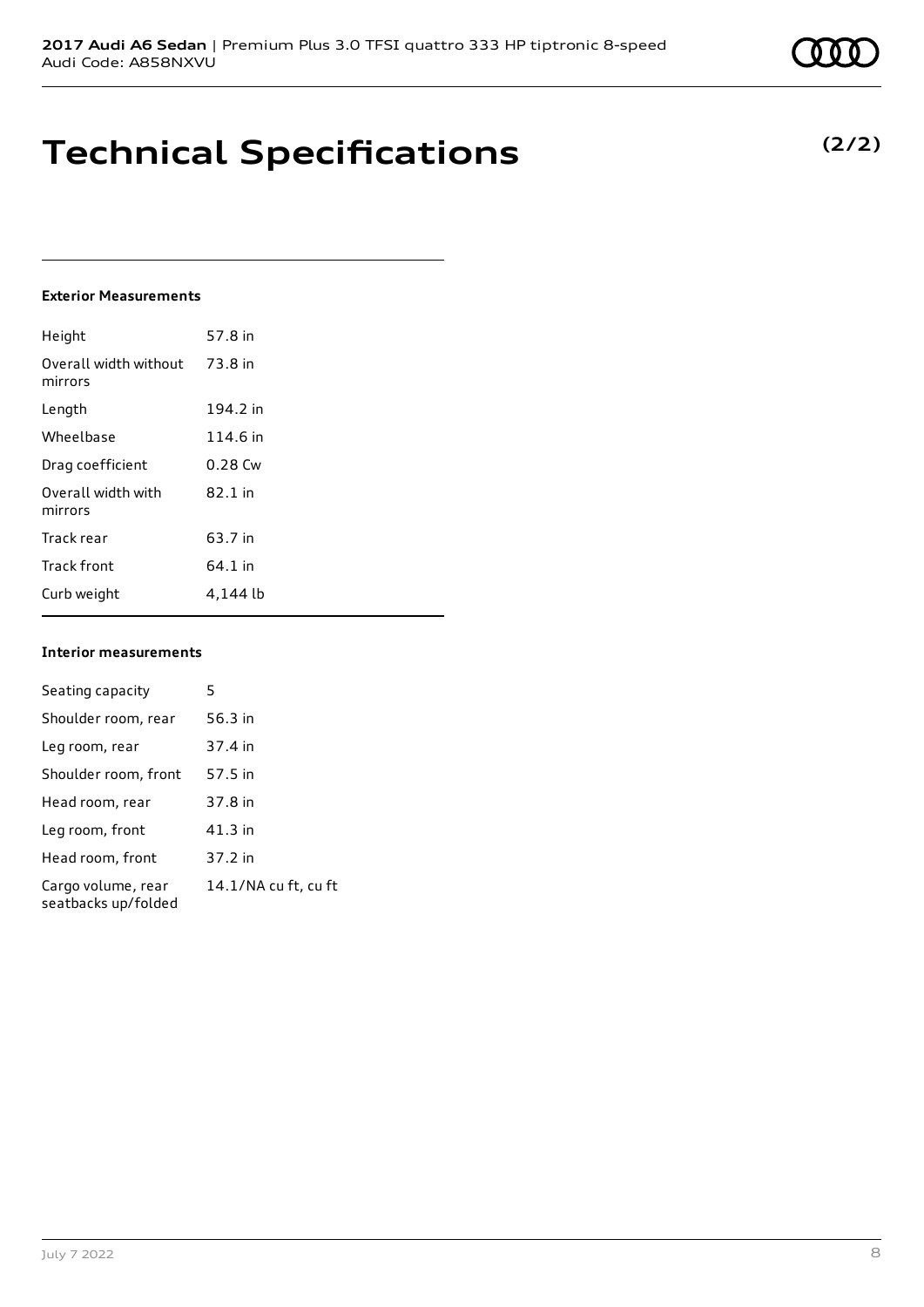# Technical Specifications

**(2/2)**

### Exterior Measurements

| | |
|---|---|
| Height | 57.8 in |
| Overall width without mirrors | 73.8 in |
| Length | 194.2 in |
| Wheelbase | 114.6 in |
| Drag coefficient | 0.28 Cw |
| Overall width with mirrors | 82.1 in |
| Track rear | 63.7 in |
| Track front | 64.1 in |
| Curb weight | 4,144 lb |

### Interior measurements

| | |
|---|---|
| Seating capacity | 5 |
| Shoulder room, rear | 56.3 in |
| Leg room, rear | 37.4 in |
| Shoulder room, front | 57.5 in |
| Head room, rear | 37.8 in |
| Leg room, front | 41.3 in |
| Head room, front | 37.2 in |
| Cargo volume, rear seatbacks up/folded | 14.1/NA cu ft, cu ft |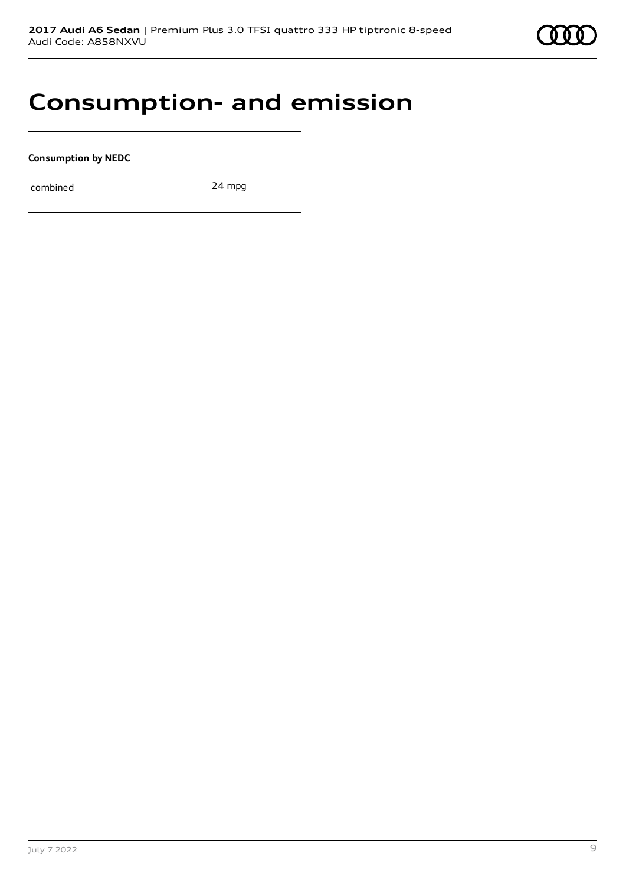# Consumption- and emission

**Consumption by NEDC**

| combined | 24 mpg |
|---|---|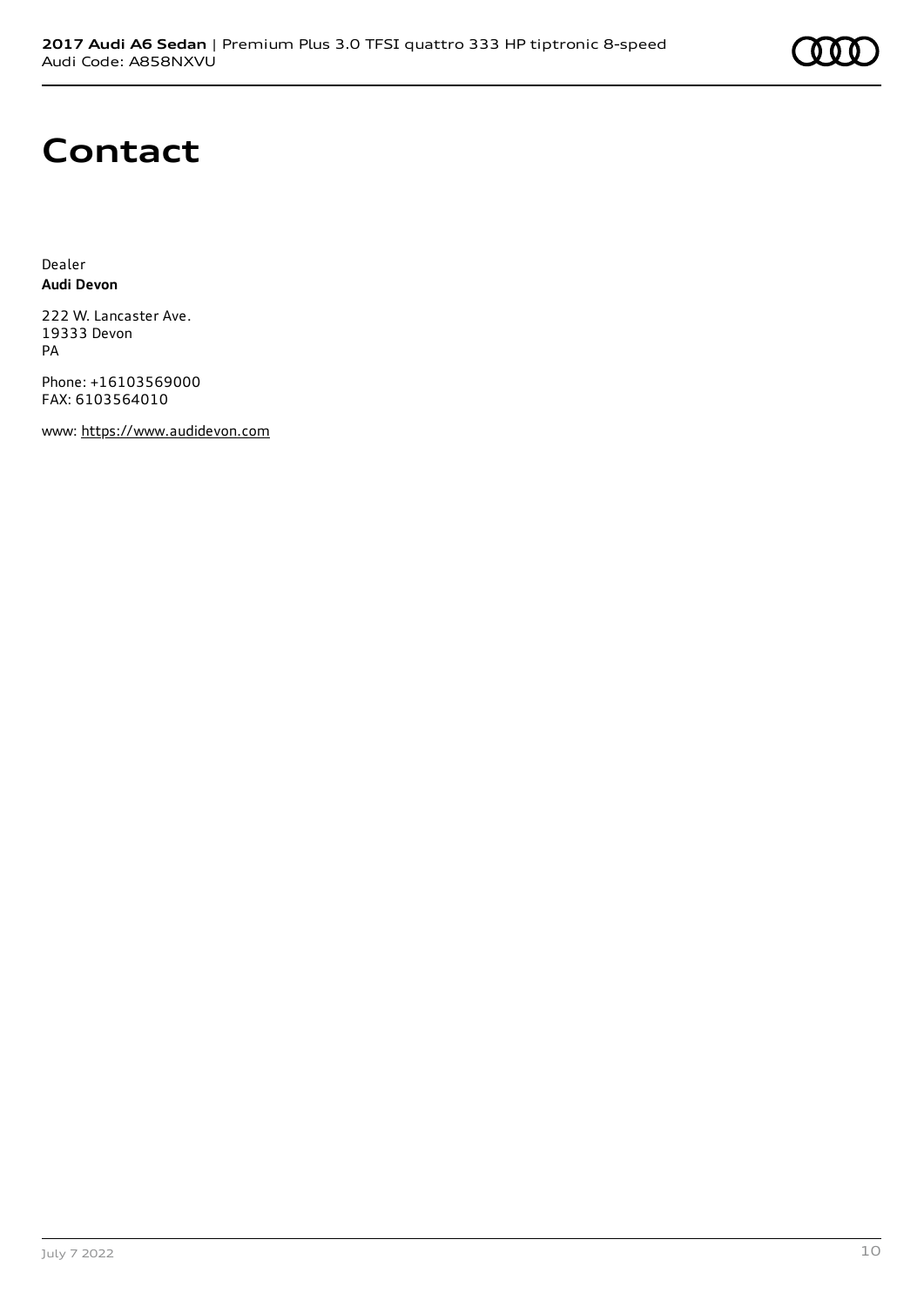# Contact

Dealer
**Audi Devon**

222 W. Lancaster Ave.
19333 Devon
PA

Phone: +16103569000
FAX: 6103564010

www: https://www.audidevon.com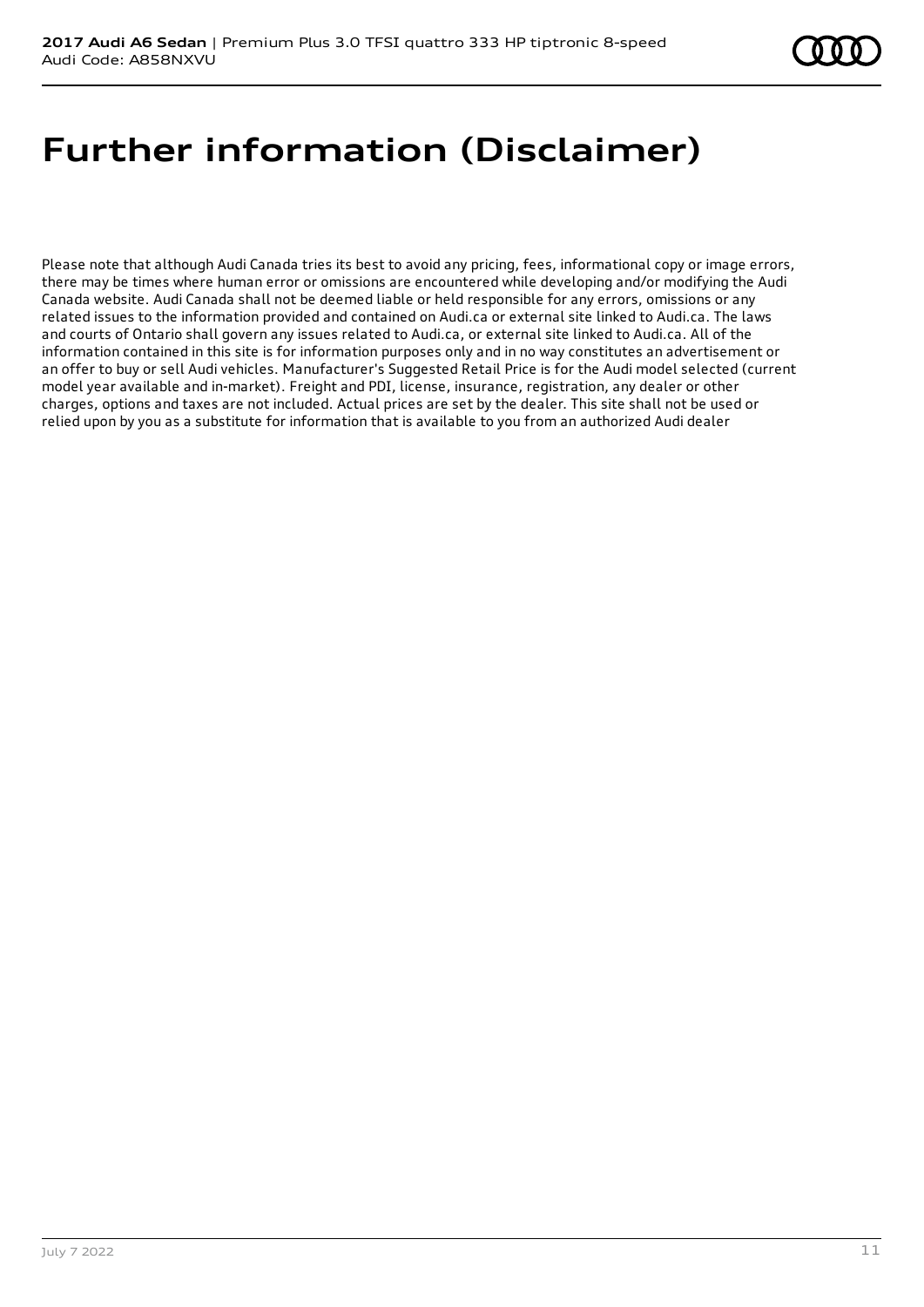# Further information (Disclaimer)

Please note that although Audi Canada tries its best to avoid any pricing, fees, informational copy or image errors, there may be times where human error or omissions are encountered while developing and/or modifying the Audi Canada website. Audi Canada shall not be deemed liable or held responsible for any errors, omissions or any related issues to the information provided and contained on Audi.ca or external site linked to Audi.ca. The laws and courts of Ontario shall govern any issues related to Audi.ca, or external site linked to Audi.ca. All of the information contained in this site is for information purposes only and in no way constitutes an advertisement or an offer to buy or sell Audi vehicles. Manufacturer's Suggested Retail Price is for the Audi model selected (current model year available and in-market). Freight and PDI, license, insurance, registration, any dealer or other charges, options and taxes are not included. Actual prices are set by the dealer. This site shall not be used or relied upon by you as a substitute for information that is available to you from an authorized Audi dealer